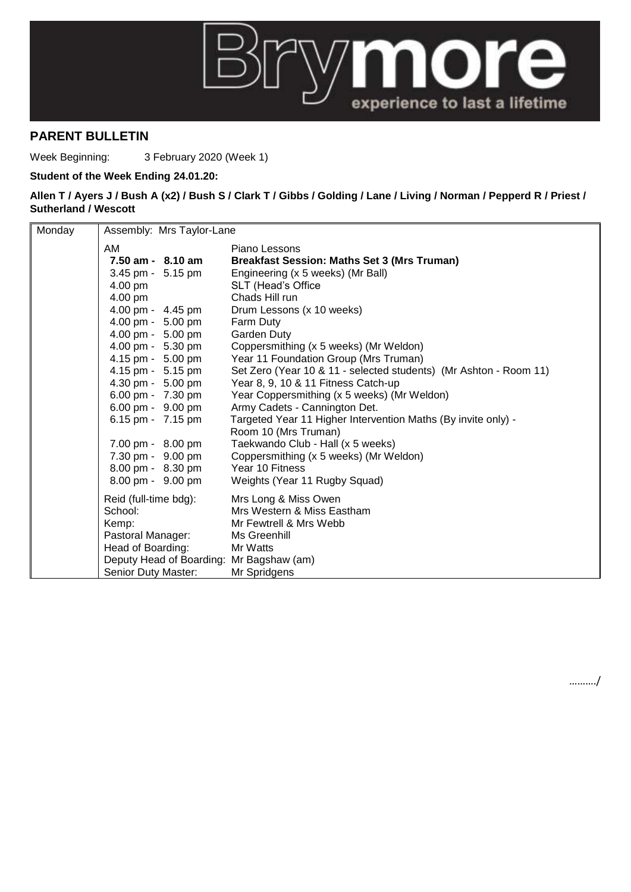# PARENT BULLETIN

Week Beginning: 3 February 2020 (Week 1)

**Student of the Week Ending 24.01.20:**

**Allen T / Ayers J / Bush A (x2) / Bush S / Clark T / Gibbs / Golding / Lane / Living / Norman / Pepperd R / Priest / Sutherland / Wescott**

| Monday | Assembly: Mrs Taylor-Lane | |
|---|---|---|
| | AM | Piano Lessons |
| | **7.50 am - 8.10 am** | **Breakfast Session: Maths Set 3 (Mrs Truman)** |
| | 3.45 pm - 5.15 pm | Engineering (x 5 weeks) (Mr Ball) |
| | 4.00 pm | SLT (Head's Office |
| | 4.00 pm | Chads Hill run |
| | 4.00 pm - 4.45 pm | Drum Lessons (x 10 weeks) |
| | 4.00 pm - 5.00 pm | Farm Duty |
| | 4.00 pm - 5.00 pm | Garden Duty |
| | 4.00 pm - 5.30 pm | Coppersmithing (x 5 weeks) (Mr Weldon) |
| | 4.15 pm - 5.00 pm | Year 11 Foundation Group (Mrs Truman) |
| | 4.15 pm - 5.15 pm | Set Zero (Year 10 & 11 - selected students) (Mr Ashton - Room 11) |
| | 4.30 pm - 5.00 pm | Year 8, 9, 10 & 11 Fitness Catch-up |
| | 6.00 pm - 7.30 pm | Year Coppersmithing (x 5 weeks) (Mr Weldon) |
| | 6.00 pm - 9.00 pm | Army Cadets - Cannington Det. |
| | 6.15 pm - 7.15 pm | Targeted Year 11 Higher Intervention Maths (By invite only) - Room 10 (Mrs Truman) |
| | 7.00 pm - 8.00 pm | Taekwando Club - Hall (x 5 weeks) |
| | 7.30 pm - 9.00 pm | Coppersmithing (x 5 weeks) (Mr Weldon) |
| | 8.00 pm - 8.30 pm | Year 10 Fitness |
| | 8.00 pm - 9.00 pm | Weights (Year 11 Rugby Squad) |
| | Reid (full-time bdg): | Mrs Long & Miss Owen |
| | School: | Mrs Western & Miss Eastham |
| | Kemp: | Mr Fewtrell & Mrs Webb |
| | Pastoral Manager: | Ms Greenhill |
| | Head of Boarding: | Mr Watts |
| | Deputy Head of Boarding: | Mr Bagshaw (am) |
| | Senior Duty Master: | Mr Spridgens |

………/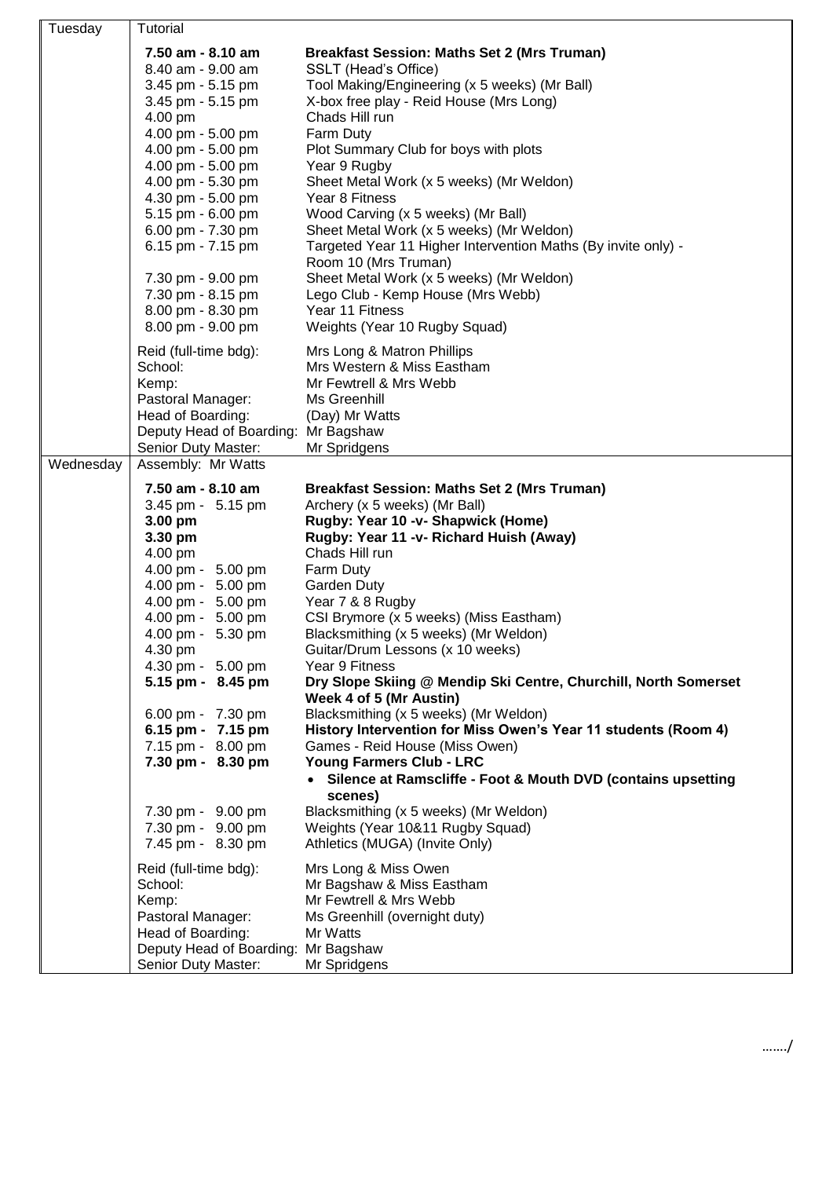| Tuesday | Tutorial | |
|---|---|---|
| | **7.50 am - 8.10 am** | **Breakfast Session: Maths Set 2 (Mrs Truman)** |
| | 8.40 am - 9.00 am | SSLT (Head's Office) |
| | 3.45 pm - 5.15 pm | Tool Making/Engineering (x 5 weeks) (Mr Ball) |
| | 3.45 pm - 5.15 pm | X-box free play - Reid House (Mrs Long) |
| | 4.00 pm | Chads Hill run |
| | 4.00 pm - 5.00 pm | Farm Duty |
| | 4.00 pm - 5.00 pm | Plot Summary Club for boys with plots |
| | 4.00 pm - 5.00 pm | Year 9 Rugby |
| | 4.00 pm - 5.30 pm | Sheet Metal Work (x 5 weeks) (Mr Weldon) |
| | 4.30 pm - 5.00 pm | Year 8 Fitness |
| | 5.15 pm - 6.00 pm | Wood Carving (x 5 weeks) (Mr Ball) |
| | 6.00 pm - 7.30 pm | Sheet Metal Work (x 5 weeks) (Mr Weldon) |
| | 6.15 pm - 7.15 pm | Targeted Year 11 Higher Intervention Maths (By invite only) - Room 10 (Mrs Truman) |
| | 7.30 pm - 9.00 pm | Sheet Metal Work (x 5 weeks) (Mr Weldon) |
| | 7.30 pm - 8.15 pm | Lego Club - Kemp House (Mrs Webb) |
| | 8.00 pm - 8.30 pm | Year 11 Fitness |
| | 8.00 pm - 9.00 pm | Weights (Year 10 Rugby Squad) |
| | Reid (full-time bdg): | Mrs Long & Matron Phillips |
| | School: | Mrs Western & Miss Eastham |
| | Kemp: | Mr Fewtrell & Mrs Webb |
| | Pastoral Manager: | Ms Greenhill |
| | Head of Boarding: | (Day) Mr Watts |
| | Deputy Head of Boarding: | Mr Bagshaw |
| | Senior Duty Master: | Mr Spridgens |
| Wednesday | Assembly: Mr Watts | |
| | **7.50 am - 8.10 am** | **Breakfast Session: Maths Set 2 (Mrs Truman)** |
| | 3.45 pm - 5.15 pm | Archery (x 5 weeks) (Mr Ball) |
| | **3.00 pm** | **Rugby: Year 10 -v- Shapwick (Home)** |
| | **3.30 pm** | **Rugby: Year 11 -v- Richard Huish (Away)** |
| | 4.00 pm | Chads Hill run |
| | 4.00 pm - 5.00 pm | Farm Duty |
| | 4.00 pm - 5.00 pm | Garden Duty |
| | 4.00 pm - 5.00 pm | Year 7 & 8 Rugby |
| | 4.00 pm - 5.00 pm | CSI Brymore (x 5 weeks) (Miss Eastham) |
| | 4.00 pm - 5.30 pm | Blacksmithing (x 5 weeks) (Mr Weldon) |
| | 4.30 pm | Guitar/Drum Lessons (x 10 weeks) |
| | 4.30 pm - 5.00 pm | Year 9 Fitness |
| | **5.15 pm - 8.45 pm** | **Dry Slope Skiing @ Mendip Ski Centre, Churchill, North Somerset Week 4 of 5 (Mr Austin)** |
| | 6.00 pm - 7.30 pm | Blacksmithing (x 5 weeks) (Mr Weldon) |
| | **6.15 pm - 7.15 pm** | **History Intervention for Miss Owen's Year 11 students (Room 4)** |
| | 7.15 pm - 8.00 pm | Games - Reid House (Miss Owen) |
| | **7.30 pm - 8.30 pm** | **Young Farmers Club - LRC** <br> • **Silence at Ramscliffe - Foot & Mouth DVD (contains upsetting scenes)** |
| | 7.30 pm - 9.00 pm | Blacksmithing (x 5 weeks) (Mr Weldon) |
| | 7.30 pm - 9.00 pm | Weights (Year 10&11 Rugby Squad) |
| | 7.45 pm - 8.30 pm | Athletics (MUGA) (Invite Only) |
| | Reid (full-time bdg): | Mrs Long & Miss Owen |
| | School: | Mr Bagshaw & Miss Eastham |
| | Kemp: | Mr Fewtrell & Mrs Webb |
| | Pastoral Manager: | Ms Greenhill (overnight duty) |
| | Head of Boarding: | Mr Watts |
| | Deputy Head of Boarding: | Mr Bagshaw |
| | Senior Duty Master: | Mr Spridgens |

……./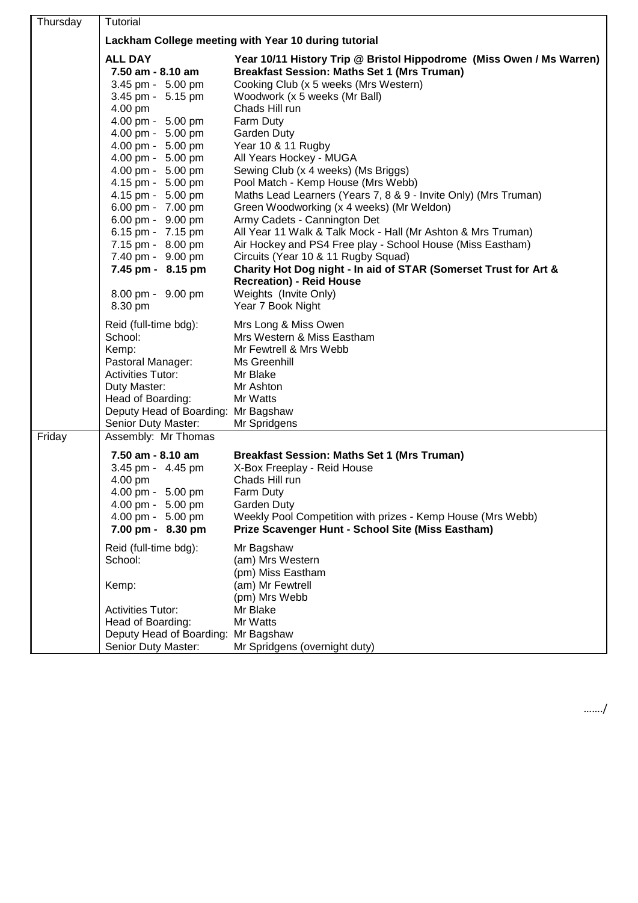| Day | Details | |
|---|---|---|
| Thursday | Tutorial | |
| | **Lackham College meeting with Year 10 during tutorial** | |
| | **ALL DAY** | **Year 10/11 History Trip @ Bristol Hippodrome (Miss Owen / Ms Warren)** |
| | **7.50 am - 8.10 am** | **Breakfast Session: Maths Set 1 (Mrs Truman)** |
| | 3.45 pm - 5.00 pm | Cooking Club (x 5 weeks (Mrs Western) |
| | 3.45 pm - 5.15 pm | Woodwork (x 5 weeks (Mr Ball) |
| | 4.00 pm | Chads Hill run |
| | 4.00 pm - 5.00 pm | Farm Duty |
| | 4.00 pm - 5.00 pm | Garden Duty |
| | 4.00 pm - 5.00 pm | Year 10 & 11 Rugby |
| | 4.00 pm - 5.00 pm | All Years Hockey - MUGA |
| | 4.00 pm - 5.00 pm | Sewing Club (x 4 weeks) (Ms Briggs) |
| | 4.15 pm - 5.00 pm | Pool Match - Kemp House (Mrs Webb) |
| | 4.15 pm - 5.00 pm | Maths Lead Learners (Years 7, 8 & 9 - Invite Only) (Mrs Truman) |
| | 6.00 pm - 7.00 pm | Green Woodworking (x 4 weeks) (Mr Weldon) |
| | 6.00 pm - 9.00 pm | Army Cadets - Cannington Det |
| | 6.15 pm - 7.15 pm | All Year 11 Walk & Talk Mock - Hall (Mr Ashton & Mrs Truman) |
| | 7.15 pm - 8.00 pm | Air Hockey and PS4 Free play - School House (Miss Eastham) |
| | 7.40 pm - 9.00 pm | Circuits (Year 10 & 11 Rugby Squad) |
| | **7.45 pm - 8.15 pm** | **Charity Hot Dog night - In aid of STAR (Somerset Trust for Art & Recreation) - Reid House** |
| | 8.00 pm - 9.00 pm | Weights (Invite Only) |
| | 8.30 pm | Year 7 Book Night |
| | Reid (full-time bdg): | Mrs Long & Miss Owen |
| | School: | Mrs Western & Miss Eastham |
| | Kemp: | Mr Fewtrell & Mrs Webb |
| | Pastoral Manager: | Ms Greenhill |
| | Activities Tutor: | Mr Blake |
| | Duty Master: | Mr Ashton |
| | Head of Boarding: | Mr Watts |
| | Deputy Head of Boarding: | Mr Bagshaw |
| | Senior Duty Master: | Mr Spridgens |
| Friday | Assembly: Mr Thomas | |
| | **7.50 am - 8.10 am** | **Breakfast Session: Maths Set 1 (Mrs Truman)** |
| | 3.45 pm - 4.45 pm | X-Box Freeplay - Reid House |
| | 4.00 pm | Chads Hill run |
| | 4.00 pm - 5.00 pm | Farm Duty |
| | 4.00 pm - 5.00 pm | Garden Duty |
| | 4.00 pm - 5.00 pm | Weekly Pool Competition with prizes - Kemp House (Mrs Webb) |
| | **7.00 pm - 8.30 pm** | **Prize Scavenger Hunt - School Site (Miss Eastham)** |
| | Reid (full-time bdg): | Mr Bagshaw |
| | School: | (am) Mrs Western<br>(pm) Miss Eastham |
| | Kemp: | (am) Mr Fewtrell<br>(pm) Mrs Webb |
| | Activities Tutor: | Mr Blake |
| | Head of Boarding: | Mr Watts |
| | Deputy Head of Boarding: | Mr Bagshaw |
| | Senior Duty Master: | Mr Spridgens (overnight duty) |

……./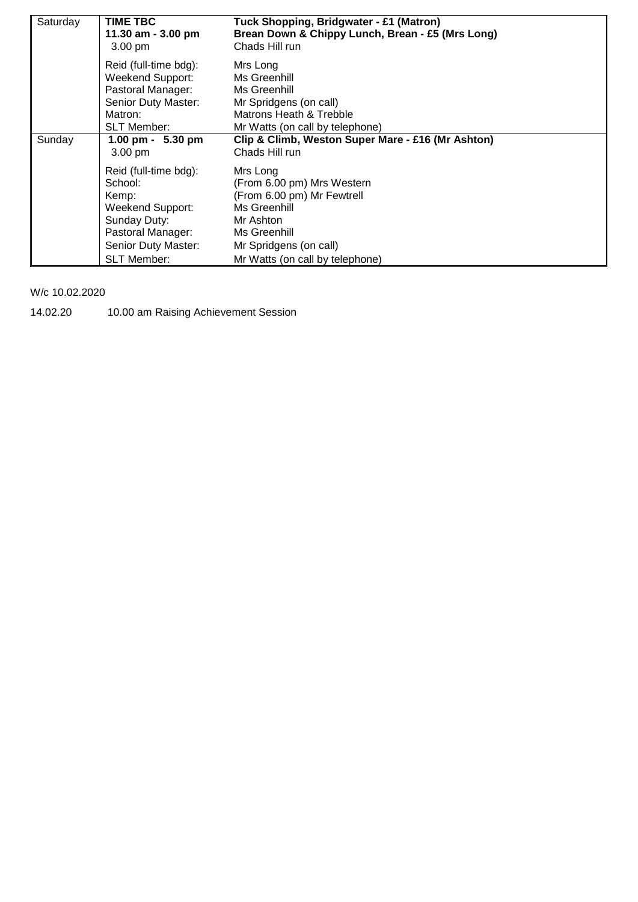| | | |
|---|---|---|
| Saturday | **TIME TBC**<br>**11.30 am - 3.00 pm**<br>3.00 pm | **Tuck Shopping, Bridgwater - £1 (Matron)**<br>**Brean Down & Chippy Lunch, Brean - £5 (Mrs Long)**<br>Chads Hill run |
| | Reid (full-time bdg):<br>Weekend Support:<br>Pastoral Manager:<br>Senior Duty Master:<br>Matron:<br>SLT Member: | Mrs Long<br>Ms Greenhill<br>Ms Greenhill<br>Mr Spridgens (on call)<br>Matrons Heath & Trebble<br>Mr Watts (on call by telephone) |
| Sunday | **1.00 pm - 5.30 pm**<br>3.00 pm | **Clip & Climb, Weston Super Mare - £16 (Mr Ashton)**<br>Chads Hill run |
| | Reid (full-time bdg):<br>School:<br>Kemp:<br>Weekend Support:<br>Sunday Duty:<br>Pastoral Manager:<br>Senior Duty Master:<br>SLT Member: | Mrs Long<br>(From 6.00 pm) Mrs Western<br>(From 6.00 pm) Mr Fewtrell<br>Ms Greenhill<br>Mr Ashton<br>Ms Greenhill<br>Mr Spridgens (on call)<br>Mr Watts (on call by telephone) |

W/c 10.02.2020

14.02.20 10.00 am Raising Achievement Session